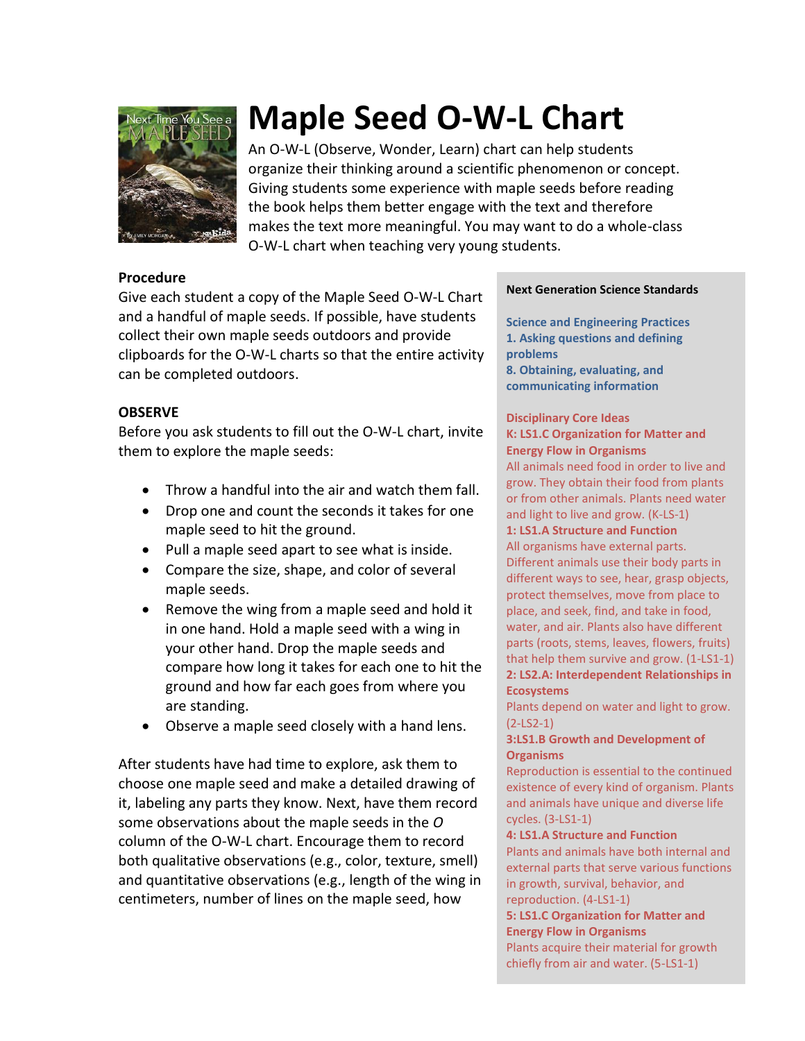# Maple Seed O-W-L Chart

An O-W-L (Observe, Wonder, Learn) chart can help students organize their thinking around a scientific phenomenon or concept. Giving students some experience with maple seeds before reading the book helps them better engage with the text and therefore makes the text more meaningful. You may want to do a whole-class O-W-L chart when teaching very young students.

**Procedure**

Give each student a copy of the Maple Seed O-W-L Chart and a handful of maple seeds. If possible, have students collect their own maple seeds outdoors and provide clipboards for the O-W-L charts so that the entire activity can be completed outdoors.

**OBSERVE**

Before you ask students to fill out the O-W-L chart, invite them to explore the maple seeds:

- Throw a handful into the air and watch them fall.
- Drop one and count the seconds it takes for one maple seed to hit the ground.
- Pull a maple seed apart to see what is inside.
- Compare the size, shape, and color of several maple seeds.
- Remove the wing from a maple seed and hold it in one hand. Hold a maple seed with a wing in your other hand. Drop the maple seeds and compare how long it takes for each one to hit the ground and how far each goes from where you are standing.
- Observe a maple seed closely with a hand lens.

After students have had time to explore, ask them to choose one maple seed and make a detailed drawing of it, labeling any parts they know. Next, have them record some observations about the maple seeds in the *O* column of the O-W-L chart. Encourage them to record both qualitative observations (e.g., color, texture, smell) and quantitative observations (e.g., length of the wing in centimeters, number of lines on the maple seed, how

**Next Generation Science Standards**

**Science and Engineering Practices**
**1. Asking questions and defining problems**
**8. Obtaining, evaluating, and communicating information**

**Disciplinary Core Ideas**

**K: LS1.C Organization for Matter and Energy Flow in Organisms**
All animals need food in order to live and grow. They obtain their food from plants or from other animals. Plants need water and light to live and grow. (K-LS-1)

**1: LS1.A Structure and Function**
All organisms have external parts. Different animals use their body parts in different ways to see, hear, grasp objects, protect themselves, move from place to place, and seek, find, and take in food, water, and air. Plants also have different parts (roots, stems, leaves, flowers, fruits) that help them survive and grow. (1-LS1-1)

**2: LS2.A: Interdependent Relationships in Ecosystems**
Plants depend on water and light to grow. (2-LS2-1)

**3:LS1.B Growth and Development of Organisms**
Reproduction is essential to the continued existence of every kind of organism. Plants and animals have unique and diverse life cycles. (3-LS1-1)

**4: LS1.A Structure and Function**
Plants and animals have both internal and external parts that serve various functions in growth, survival, behavior, and reproduction. (4-LS1-1)

**5: LS1.C Organization for Matter and Energy Flow in Organisms**
Plants acquire their material for growth chiefly from air and water. (5-LS1-1)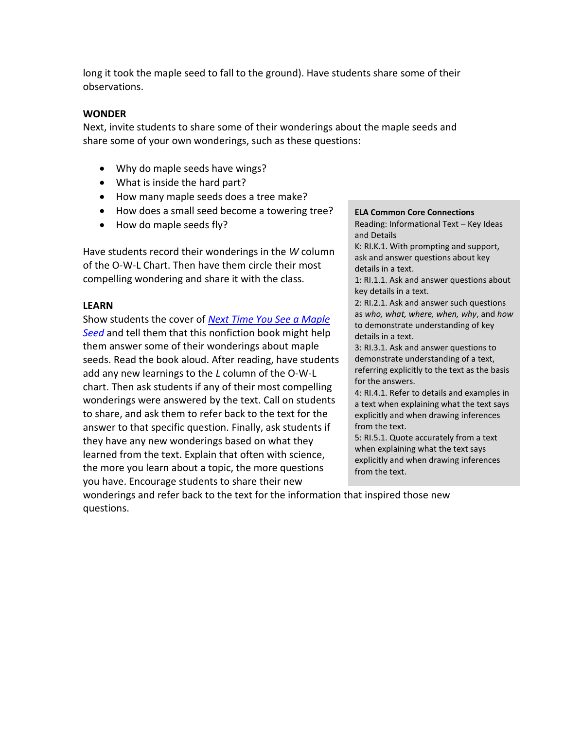long it took the maple seed to fall to the ground). Have students share some of their observations.

**WONDER**

Next, invite students to share some of their wonderings about the maple seeds and share some of your own wonderings, such as these questions:

- Why do maple seeds have wings?
- What is inside the hard part?
- How many maple seeds does a tree make?
- How does a small seed become a towering tree?
- How do maple seeds fly?

Have students record their wonderings in the *W* column of the O-W-L Chart. Then have them circle their most compelling wondering and share it with the class.

**LEARN**

Show students the cover of *Next Time You See a Maple Seed* and tell them that this nonfiction book might help them answer some of their wonderings about maple seeds. Read the book aloud. After reading, have students add any new learnings to the *L* column of the O-W-L chart. Then ask students if any of their most compelling wonderings were answered by the text. Call on students to share, and ask them to refer back to the text for the answer to that specific question. Finally, ask students if they have any new wonderings based on what they learned from the text. Explain that often with science, the more you learn about a topic, the more questions you have. Encourage students to share their new wonderings and refer back to the text for the information that inspired those new questions.

**ELA Common Core Connections**

Reading: Informational Text – Key Ideas and Details

K: RI.K.1. With prompting and support, ask and answer questions about key details in a text.

1: RI.1.1. Ask and answer questions about key details in a text.

2: RI.2.1. Ask and answer such questions as *who, what, where, when, why*, and *how* to demonstrate understanding of key details in a text.

3: RI.3.1. Ask and answer questions to demonstrate understanding of a text, referring explicitly to the text as the basis for the answers.

4: RI.4.1. Refer to details and examples in a text when explaining what the text says explicitly and when drawing inferences from the text.

5: RI.5.1. Quote accurately from a text when explaining what the text says explicitly and when drawing inferences from the text.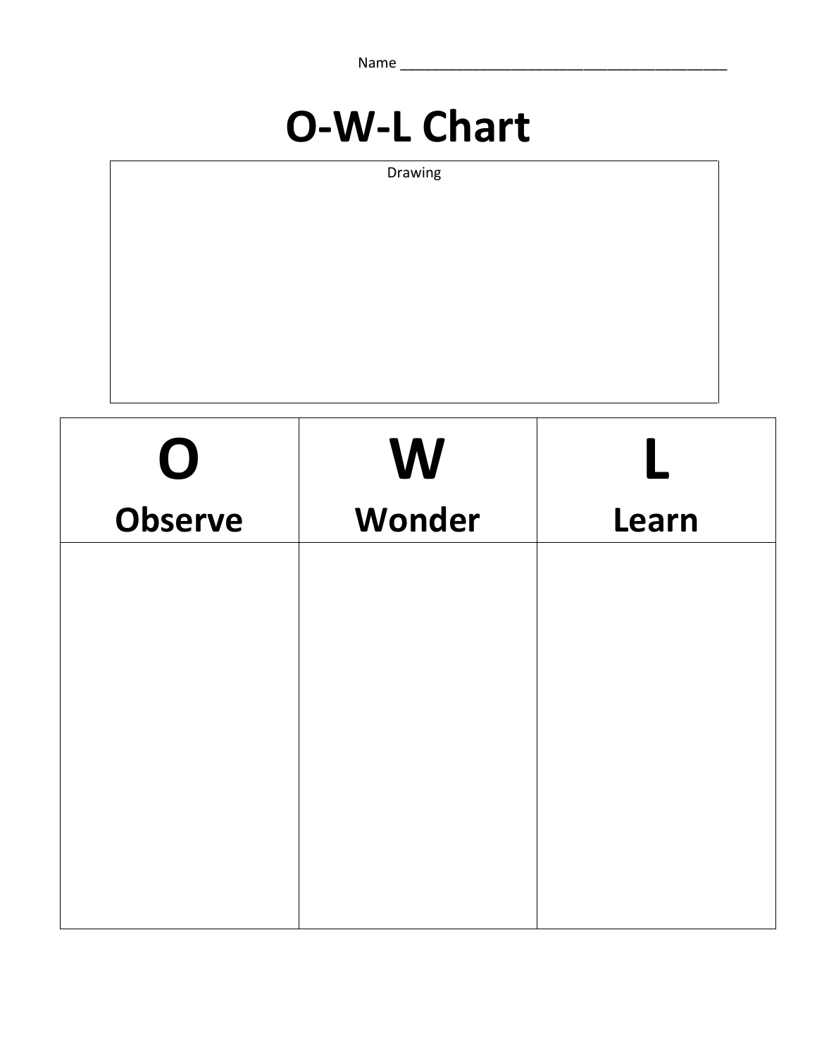Name ___________________________________________

# O-W-L Chart

Drawing

| O<br>Observe | W<br>Wonder | L<br>Learn |
|---|---|---|
| | | |